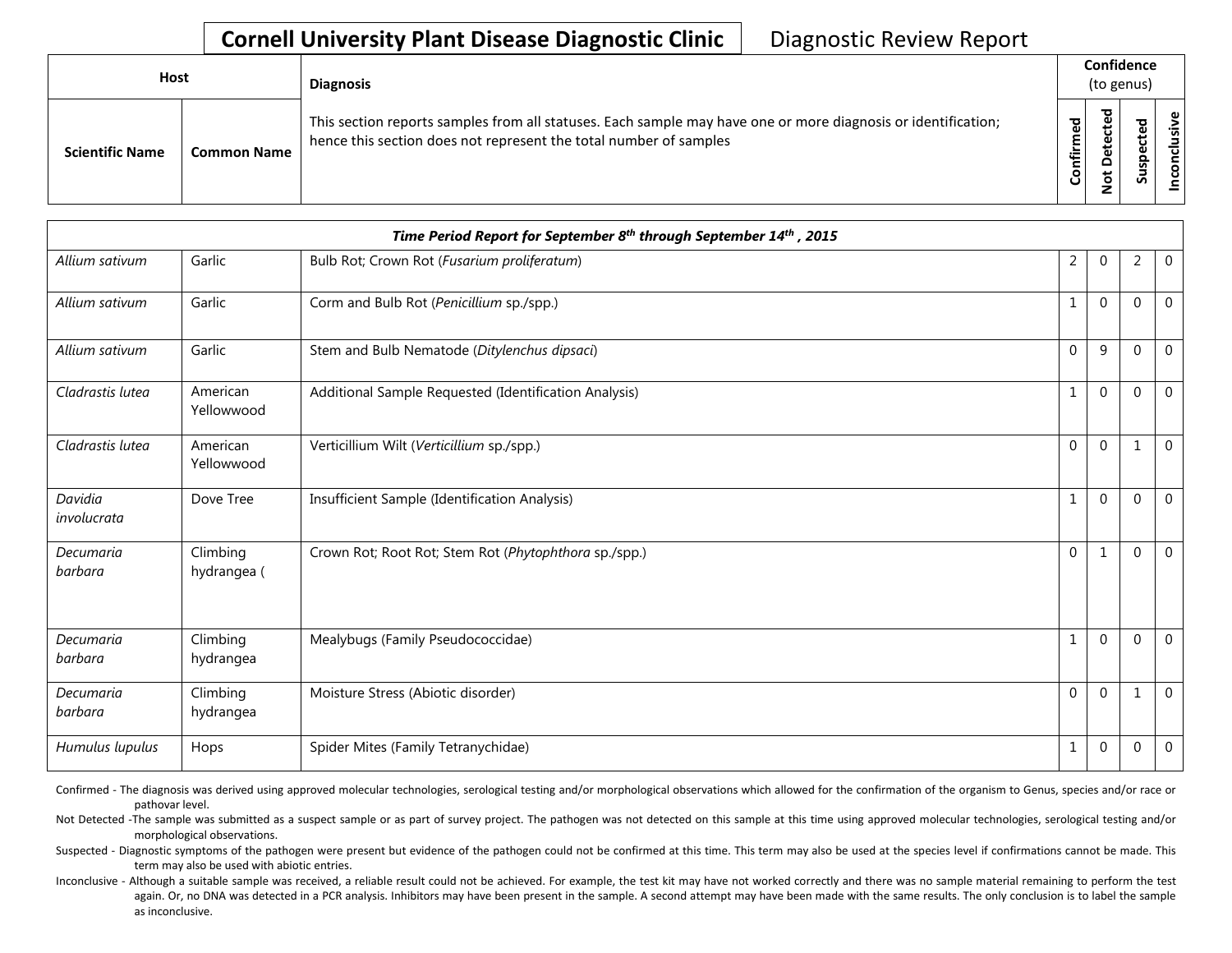# Cornell University Plant Disease Diagnostic Clinic

Diagnostic Review Report

| Host | | Diagnosis | Confidence (to genus) | | | |
|---|---|---|---|---|---|---|
| Scientific Name | Common Name | This section reports samples from all statuses. Each sample may have one or more diagnosis or identification; hence this section does not represent the total number of samples | Confirmed | Not Detected | Suspected | Inconclusive |
| ***Time Period Report for September 8th through September 14th , 2015*** | | | | | | |
| *Allium sativum* | Garlic | Bulb Rot; Crown Rot (*Fusarium proliferatum*) | 2 | 0 | 2 | 0 |
| *Allium sativum* | Garlic | Corm and Bulb Rot (*Penicillium* sp./spp.) | 1 | 0 | 0 | 0 |
| *Allium sativum* | Garlic | Stem and Bulb Nematode (*Ditylenchus dipsaci*) | 0 | 9 | 0 | 0 |
| *Cladrastis lutea* | American Yellowwood | Additional Sample Requested (Identification Analysis) | 1 | 0 | 0 | 0 |
| *Cladrastis lutea* | American Yellowwood | Verticillium Wilt (*Verticillium* sp./spp.) | 0 | 0 | 1 | 0 |
| *Davidia involucrata* | Dove Tree | Insufficient Sample (Identification Analysis) | 1 | 0 | 0 | 0 |
| *Decumaria barbara* | Climbing hydrangea ( | Crown Rot; Root Rot; Stem Rot (*Phytophthora* sp./spp.) | 0 | 1 | 0 | 0 |
| *Decumaria barbara* | Climbing hydrangea | Mealybugs (Family Pseudococcidae) | 1 | 0 | 0 | 0 |
| *Decumaria barbara* | Climbing hydrangea | Moisture Stress (Abiotic disorder) | 0 | 0 | 1 | 0 |
| *Humulus lupulus* | Hops | Spider Mites (Family Tetranychidae) | 1 | 0 | 0 | 0 |

Confirmed - The diagnosis was derived using approved molecular technologies, serological testing and/or morphological observations which allowed for the confirmation of the organism to Genus, species and/or race or pathovar level.

Not Detected -The sample was submitted as a suspect sample or as part of survey project. The pathogen was not detected on this sample at this time using approved molecular technologies, serological testing and/or morphological observations.

Suspected - Diagnostic symptoms of the pathogen were present but evidence of the pathogen could not be confirmed at this time. This term may also be used at the species level if confirmations cannot be made. This term may also be used with abiotic entries.

Inconclusive - Although a suitable sample was received, a reliable result could not be achieved. For example, the test kit may have not worked correctly and there was no sample material remaining to perform the test again. Or, no DNA was detected in a PCR analysis. Inhibitors may have been present in the sample. A second attempt may have been made with the same results. The only conclusion is to label the sample as inconclusive.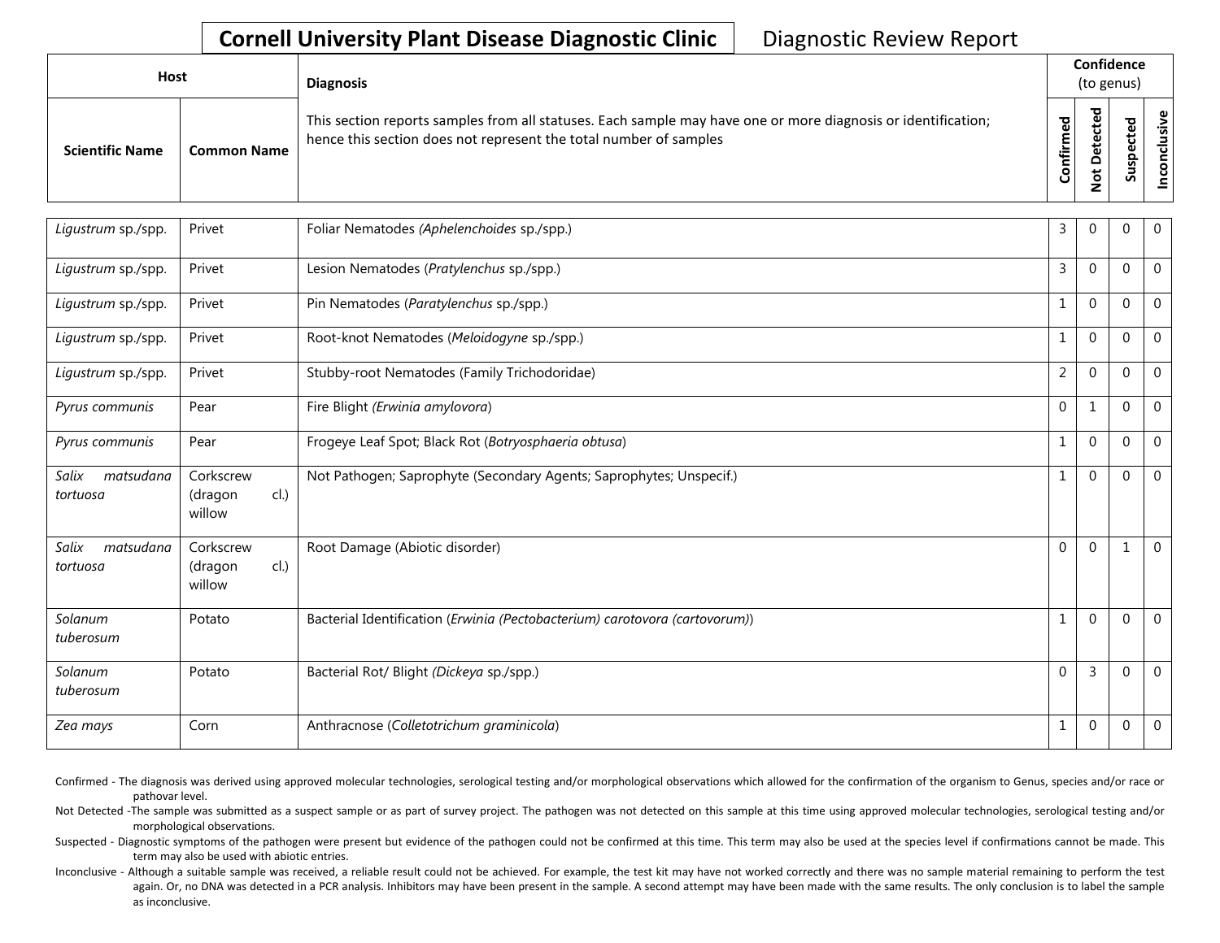**Cornell University Plant Disease Diagnostic Clinic** Diagnostic Review Report

| Host | | Diagnosis | Confidence (to genus) | | | |
|---|---|---|---|---|---|---|
| **Scientific Name** | **Common Name** | This section reports samples from all statuses. Each sample may have one or more diagnosis or identification; hence this section does not represent the total number of samples | **Confirmed** | **Not Detected** | **Suspected** | **Inconclusive** |
| *Ligustrum* sp./spp. | Privet | Foliar Nematodes *(Aphelenchoides* sp./spp.) | 3 | 0 | 0 | 0 |
| *Ligustrum* sp./spp. | Privet | Lesion Nematodes (*Pratylenchus* sp./spp.) | 3 | 0 | 0 | 0 |
| *Ligustrum* sp./spp. | Privet | Pin Nematodes (*Paratylenchus* sp./spp.) | 1 | 0 | 0 | 0 |
| *Ligustrum* sp./spp. | Privet | Root-knot Nematodes (*Meloidogyne* sp./spp.) | 1 | 0 | 0 | 0 |
| *Ligustrum* sp./spp. | Privet | Stubby-root Nematodes (Family Trichodoridae) | 2 | 0 | 0 | 0 |
| *Pyrus communis* | Pear | Fire Blight *(Erwinia amylovora*) | 0 | 1 | 0 | 0 |
| *Pyrus communis* | Pear | Frogeye Leaf Spot; Black Rot (*Botryosphaeria obtusa*) | 1 | 0 | 0 | 0 |
| *Salix matsudana tortuosa* | Corkscrew (dragon cl.) willow | Not Pathogen; Saprophyte (Secondary Agents; Saprophytes; Unspecif.) | 1 | 0 | 0 | 0 |
| *Salix matsudana tortuosa* | Corkscrew (dragon cl.) willow | Root Damage (Abiotic disorder) | 0 | 0 | 1 | 0 |
| *Solanum tuberosum* | Potato | Bacterial Identification (*Erwinia (Pectobacterium) carotovora (cartovorum)*) | 1 | 0 | 0 | 0 |
| *Solanum tuberosum* | Potato | Bacterial Rot/ Blight *(Dickeya* sp./spp.) | 0 | 3 | 0 | 0 |
| *Zea mays* | Corn | Anthracnose (*Colletotrichum graminicola*) | 1 | 0 | 0 | 0 |

Confirmed - The diagnosis was derived using approved molecular technologies, serological testing and/or morphological observations which allowed for the confirmation of the organism to Genus, species and/or race or pathovar level.

Not Detected -The sample was submitted as a suspect sample or as part of survey project. The pathogen was not detected on this sample at this time using approved molecular technologies, serological testing and/or morphological observations.

Suspected - Diagnostic symptoms of the pathogen were present but evidence of the pathogen could not be confirmed at this time. This term may also be used at the species level if confirmations cannot be made. This term may also be used with abiotic entries.

Inconclusive - Although a suitable sample was received, a reliable result could not be achieved. For example, the test kit may have not worked correctly and there was no sample material remaining to perform the test again. Or, no DNA was detected in a PCR analysis. Inhibitors may have been present in the sample. A second attempt may have been made with the same results. The only conclusion is to label the sample as inconclusive.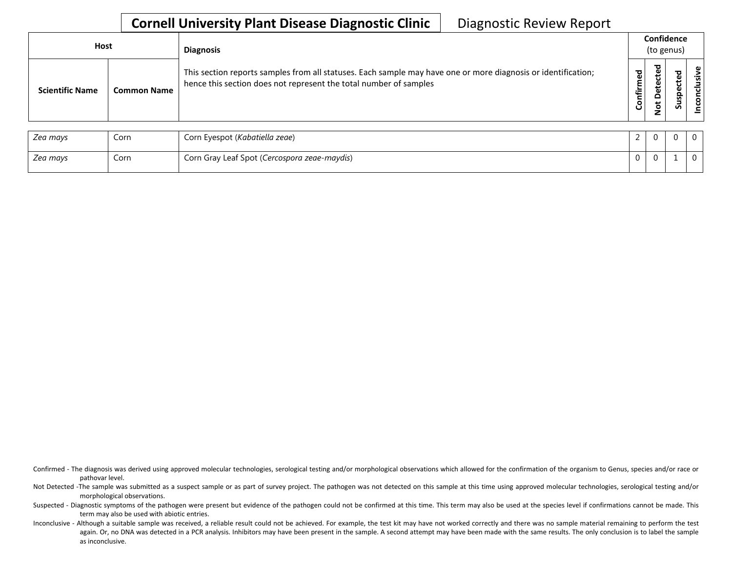**Cornell University Plant Disease Diagnostic Clinic** Diagnostic Review Report

| Host | | Diagnosis | Confidence (to genus) | | | |
|---|---|---|---|---|---|---|
| **Scientific Name** | **Common Name** | This section reports samples from all statuses. Each sample may have one or more diagnosis or identification; hence this section does not represent the total number of samples | **Confirmed** | **Not Detected** | **Suspected** | **Inconclusive** |
| *Zea mays* | Corn | Corn Eyespot (*Kabatiella zeae*) | 2 | 0 | 0 | 0 |
| *Zea mays* | Corn | Corn Gray Leaf Spot (*Cercospora zeae-maydis*) | 0 | 0 | 1 | 0 |

Confirmed - The diagnosis was derived using approved molecular technologies, serological testing and/or morphological observations which allowed for the confirmation of the organism to Genus, species and/or race or pathovar level.

Not Detected -The sample was submitted as a suspect sample or as part of survey project. The pathogen was not detected on this sample at this time using approved molecular technologies, serological testing and/or morphological observations.

Suspected - Diagnostic symptoms of the pathogen were present but evidence of the pathogen could not be confirmed at this time. This term may also be used at the species level if confirmations cannot be made. This term may also be used with abiotic entries.

Inconclusive - Although a suitable sample was received, a reliable result could not be achieved. For example, the test kit may have not worked correctly and there was no sample material remaining to perform the test again. Or, no DNA was detected in a PCR analysis. Inhibitors may have been present in the sample. A second attempt may have been made with the same results. The only conclusion is to label the sample as inconclusive.